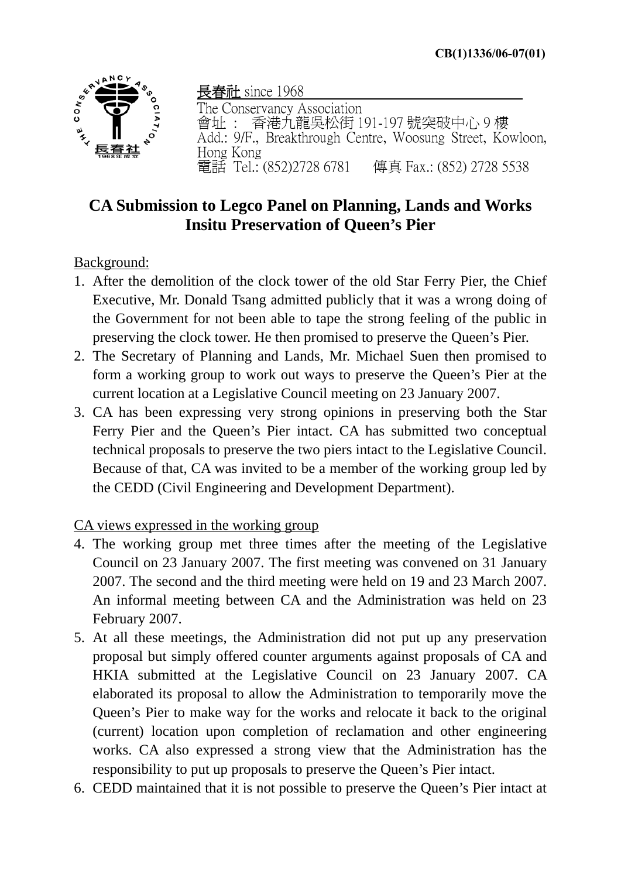CB(1)1336/06-07(01)

長春社 since 1968
The Conservancy Association
會址 : 香港九龍吳松街 191-197 號突破中心 9 樓
Add.: 9/F., Breakthrough Centre, Woosung Street, Kowloon, Hong Kong
電話 Tel.: (852)2728 6781 傳真 Fax.: (852) 2728 5538

# CA Submission to Legco Panel on Planning, Lands and Works
# Insitu Preservation of Queen's Pier

Background:

1. After the demolition of the clock tower of the old Star Ferry Pier, the Chief Executive, Mr. Donald Tsang admitted publicly that it was a wrong doing of the Government for not been able to tape the strong feeling of the public in preserving the clock tower. He then promised to preserve the Queen's Pier.
2. The Secretary of Planning and Lands, Mr. Michael Suen then promised to form a working group to work out ways to preserve the Queen's Pier at the current location at a Legislative Council meeting on 23 January 2007.
3. CA has been expressing very strong opinions in preserving both the Star Ferry Pier and the Queen's Pier intact. CA has submitted two conceptual technical proposals to preserve the two piers intact to the Legislative Council. Because of that, CA was invited to be a member of the working group led by the CEDD (Civil Engineering and Development Department).

CA views expressed in the working group

4. The working group met three times after the meeting of the Legislative Council on 23 January 2007. The first meeting was convened on 31 January 2007. The second and the third meeting were held on 19 and 23 March 2007. An informal meeting between CA and the Administration was held on 23 February 2007.
5. At all these meetings, the Administration did not put up any preservation proposal but simply offered counter arguments against proposals of CA and HKIA submitted at the Legislative Council on 23 January 2007. CA elaborated its proposal to allow the Administration to temporarily move the Queen's Pier to make way for the works and relocate it back to the original (current) location upon completion of reclamation and other engineering works. CA also expressed a strong view that the Administration has the responsibility to put up proposals to preserve the Queen's Pier intact.
6. CEDD maintained that it is not possible to preserve the Queen's Pier intact at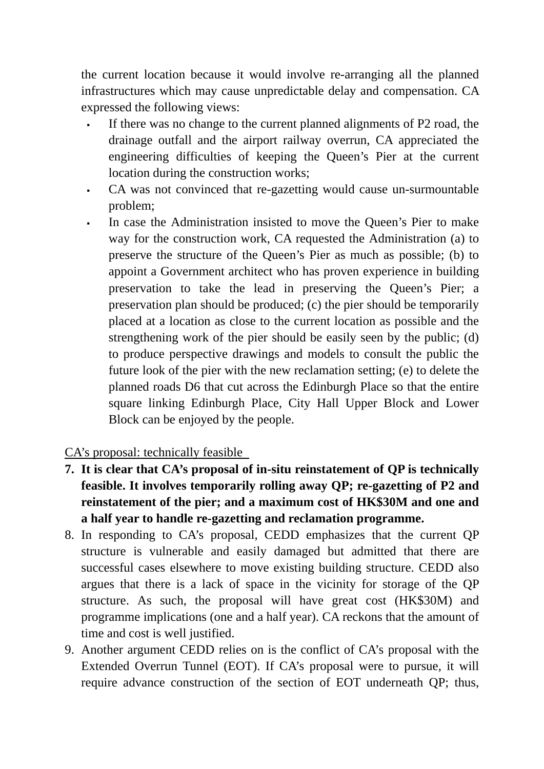the current location because it would involve re-arranging all the planned infrastructures which may cause unpredictable delay and compensation. CA expressed the following views:

- If there was no change to the current planned alignments of P2 road, the drainage outfall and the airport railway overrun, CA appreciated the engineering difficulties of keeping the Queen's Pier at the current location during the construction works;
- CA was not convinced that re-gazetting would cause un-surmountable problem;
- In case the Administration insisted to move the Queen's Pier to make way for the construction work, CA requested the Administration (a) to preserve the structure of the Queen's Pier as much as possible; (b) to appoint a Government architect who has proven experience in building preservation to take the lead in preserving the Queen's Pier; a preservation plan should be produced; (c) the pier should be temporarily placed at a location as close to the current location as possible and the strengthening work of the pier should be easily seen by the public; (d) to produce perspective drawings and models to consult the public the future look of the pier with the new reclamation setting; (e) to delete the planned roads D6 that cut across the Edinburgh Place so that the entire square linking Edinburgh Place, City Hall Upper Block and Lower Block can be enjoyed by the people.

<u>CA's proposal: technically feasible</u>

7. **It is clear that CA's proposal of in-situ reinstatement of QP is technically feasible. It involves temporarily rolling away QP; re-gazetting of P2 and reinstatement of the pier; and a maximum cost of HK$30M and one and a half year to handle re-gazetting and reclamation programme.**
8. In responding to CA's proposal, CEDD emphasizes that the current QP structure is vulnerable and easily damaged but admitted that there are successful cases elsewhere to move existing building structure. CEDD also argues that there is a lack of space in the vicinity for storage of the QP structure. As such, the proposal will have great cost (HK$30M) and programme implications (one and a half year). CA reckons that the amount of time and cost is well justified.
9. Another argument CEDD relies on is the conflict of CA's proposal with the Extended Overrun Tunnel (EOT). If CA's proposal were to pursue, it will require advance construction of the section of EOT underneath QP; thus,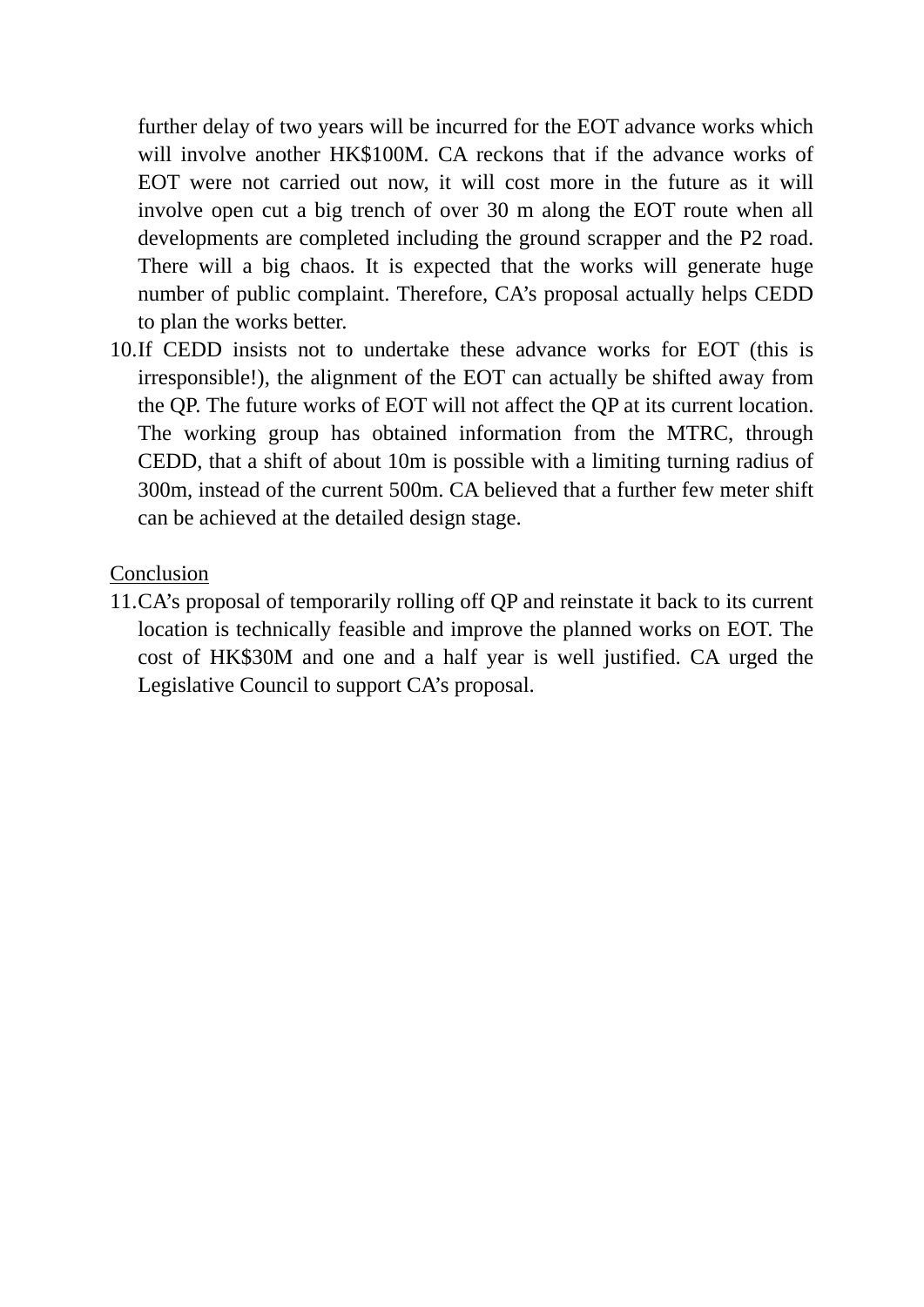further delay of two years will be incurred for the EOT advance works which will involve another HK$100M. CA reckons that if the advance works of EOT were not carried out now, it will cost more in the future as it will involve open cut a big trench of over 30 m along the EOT route when all developments are completed including the ground scrapper and the P2 road. There will a big chaos. It is expected that the works will generate huge number of public complaint. Therefore, CA's proposal actually helps CEDD to plan the works better.

10. If CEDD insists not to undertake these advance works for EOT (this is irresponsible!), the alignment of the EOT can actually be shifted away from the QP. The future works of EOT will not affect the QP at its current location. The working group has obtained information from the MTRC, through CEDD, that a shift of about 10m is possible with a limiting turning radius of 300m, instead of the current 500m. CA believed that a further few meter shift can be achieved at the detailed design stage.

<u>Conclusion</u>

11. CA's proposal of temporarily rolling off QP and reinstate it back to its current location is technically feasible and improve the planned works on EOT. The cost of HK$30M and one and a half year is well justified. CA urged the Legislative Council to support CA's proposal.